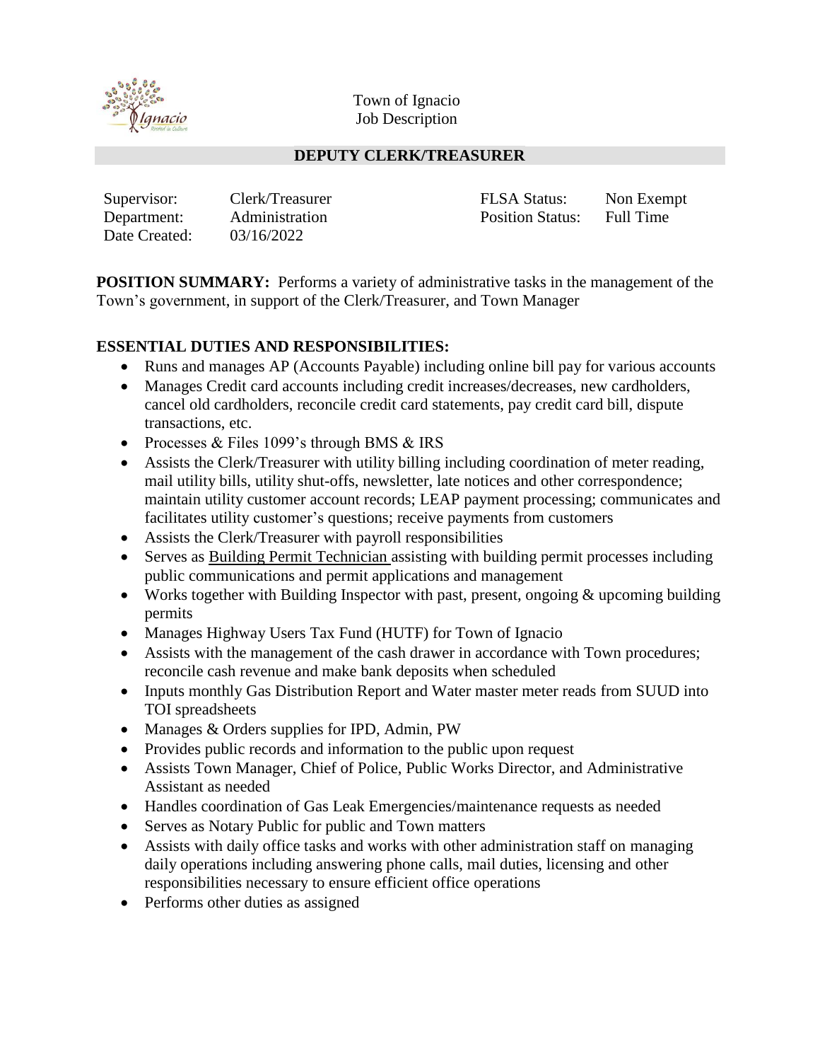Town of Ignacio
Job Description

## DEPUTY CLERK/TREASURER

| | | | |
|---|---|---|---|
| Supervisor: | Clerk/Treasurer | FLSA Status: | Non Exempt |
| Department: | Administration | Position Status: | Full Time |
| Date Created: | 03/16/2022 | | |

**POSITION SUMMARY:** Performs a variety of administrative tasks in the management of the Town's government, in support of the Clerk/Treasurer, and Town Manager

**ESSENTIAL DUTIES AND RESPONSIBILITIES:**

- Runs and manages AP (Accounts Payable) including online bill pay for various accounts
- Manages Credit card accounts including credit increases/decreases, new cardholders, cancel old cardholders, reconcile credit card statements, pay credit card bill, dispute transactions, etc.
- Processes & Files 1099's through BMS & IRS
- Assists the Clerk/Treasurer with utility billing including coordination of meter reading, mail utility bills, utility shut-offs, newsletter, late notices and other correspondence; maintain utility customer account records; LEAP payment processing; communicates and facilitates utility customer's questions; receive payments from customers
- Assists the Clerk/Treasurer with payroll responsibilities
- Serves as Building Permit Technician assisting with building permit processes including public communications and permit applications and management
- Works together with Building Inspector with past, present, ongoing & upcoming building permits
- Manages Highway Users Tax Fund (HUTF) for Town of Ignacio
- Assists with the management of the cash drawer in accordance with Town procedures; reconcile cash revenue and make bank deposits when scheduled
- Inputs monthly Gas Distribution Report and Water master meter reads from SUUD into TOI spreadsheets
- Manages & Orders supplies for IPD, Admin, PW
- Provides public records and information to the public upon request
- Assists Town Manager, Chief of Police, Public Works Director, and Administrative Assistant as needed
- Handles coordination of Gas Leak Emergencies/maintenance requests as needed
- Serves as Notary Public for public and Town matters
- Assists with daily office tasks and works with other administration staff on managing daily operations including answering phone calls, mail duties, licensing and other responsibilities necessary to ensure efficient office operations
- Performs other duties as assigned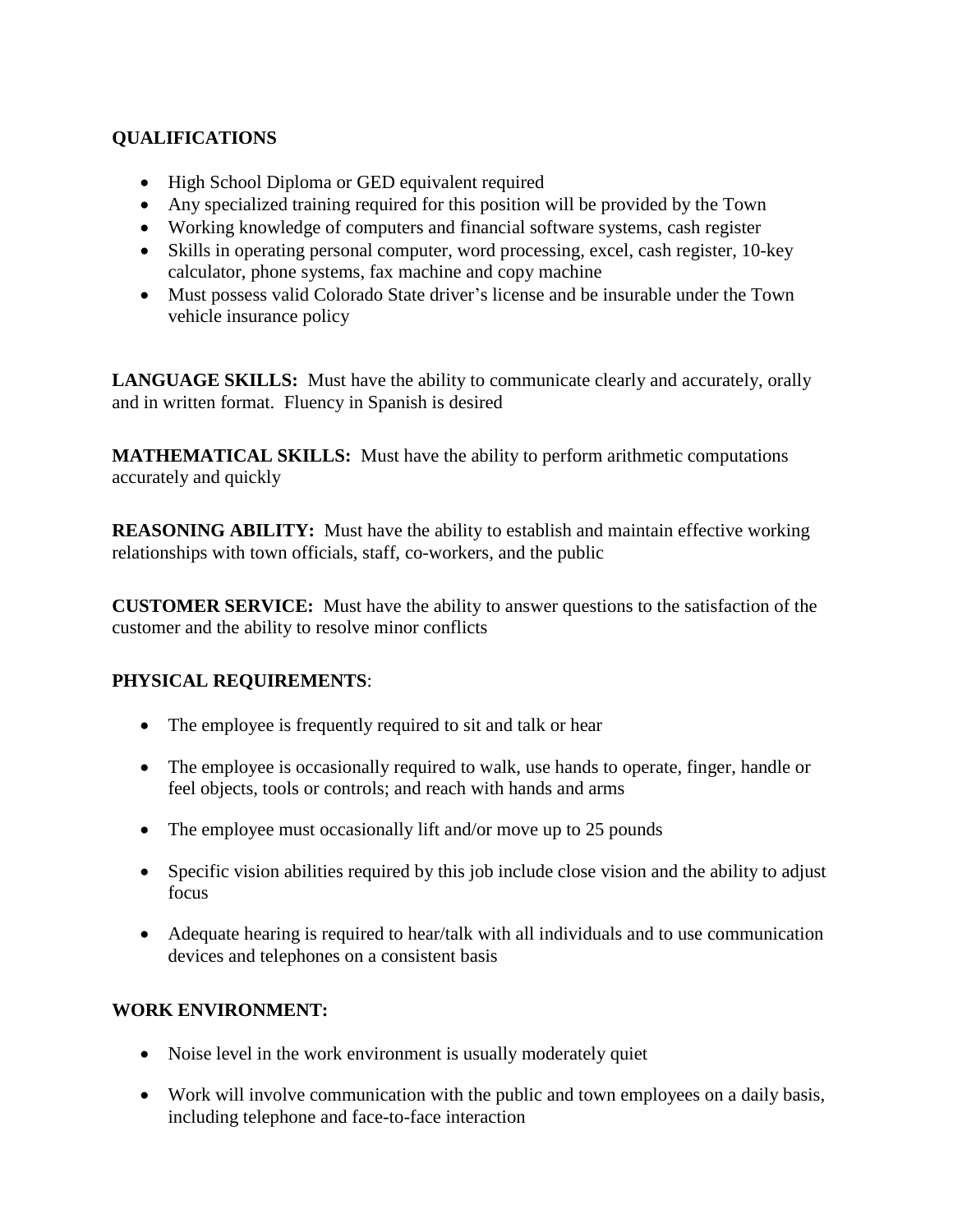**QUALIFICATIONS**

- High School Diploma or GED equivalent required
- Any specialized training required for this position will be provided by the Town
- Working knowledge of computers and financial software systems, cash register
- Skills in operating personal computer, word processing, excel, cash register, 10-key calculator, phone systems, fax machine and copy machine
- Must possess valid Colorado State driver's license and be insurable under the Town vehicle insurance policy

**LANGUAGE SKILLS:** Must have the ability to communicate clearly and accurately, orally and in written format. Fluency in Spanish is desired

**MATHEMATICAL SKILLS:** Must have the ability to perform arithmetic computations accurately and quickly

**REASONING ABILITY:** Must have the ability to establish and maintain effective working relationships with town officials, staff, co-workers, and the public

**CUSTOMER SERVICE:** Must have the ability to answer questions to the satisfaction of the customer and the ability to resolve minor conflicts

**PHYSICAL REQUIREMENTS**:

- The employee is frequently required to sit and talk or hear
- The employee is occasionally required to walk, use hands to operate, finger, handle or feel objects, tools or controls; and reach with hands and arms
- The employee must occasionally lift and/or move up to 25 pounds
- Specific vision abilities required by this job include close vision and the ability to adjust focus
- Adequate hearing is required to hear/talk with all individuals and to use communication devices and telephones on a consistent basis

**WORK ENVIRONMENT:**

- Noise level in the work environment is usually moderately quiet
- Work will involve communication with the public and town employees on a daily basis, including telephone and face-to-face interaction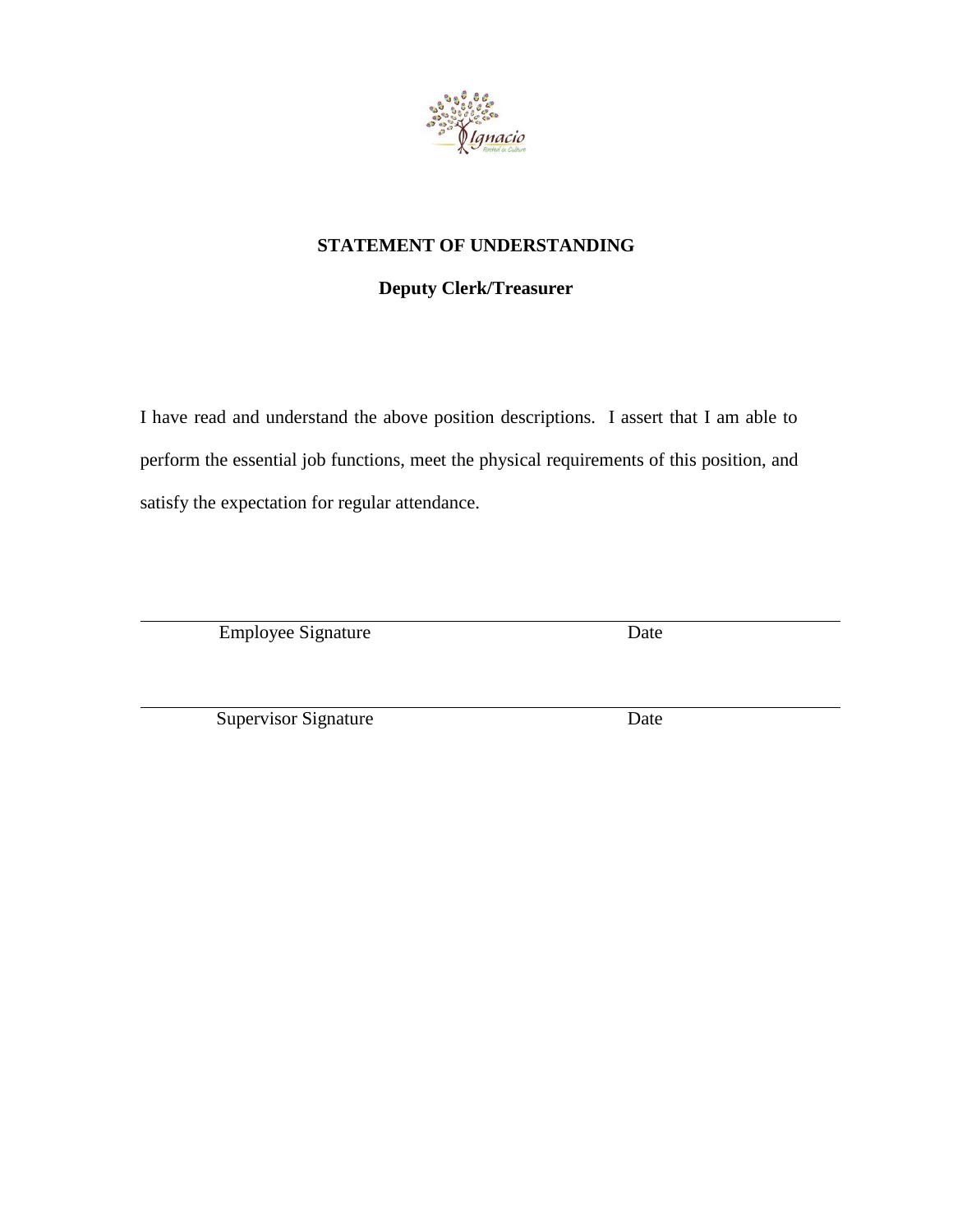## STATEMENT OF UNDERSTANDING

### Deputy Clerk/Treasurer

I have read and understand the above position descriptions. I assert that I am able to perform the essential job functions, meet the physical requirements of this position, and satisfy the expectation for regular attendance.

\_\_\_\_\_\_\_\_\_\_\_\_\_\_\_\_\_\_\_\_\_\_\_\_\_\_\_\_\_\_\_\_\_\_\_\_\_\_\_\_\_\_\_\_\_\_\_\_\_\_\_\_\_\_\_\_\_\_\_\_

Employee Signature                                        Date

\_\_\_\_\_\_\_\_\_\_\_\_\_\_\_\_\_\_\_\_\_\_\_\_\_\_\_\_\_\_\_\_\_\_\_\_\_\_\_\_\_\_\_\_\_\_\_\_\_\_\_\_\_\_\_\_\_\_\_\_

Supervisor Signature                                        Date